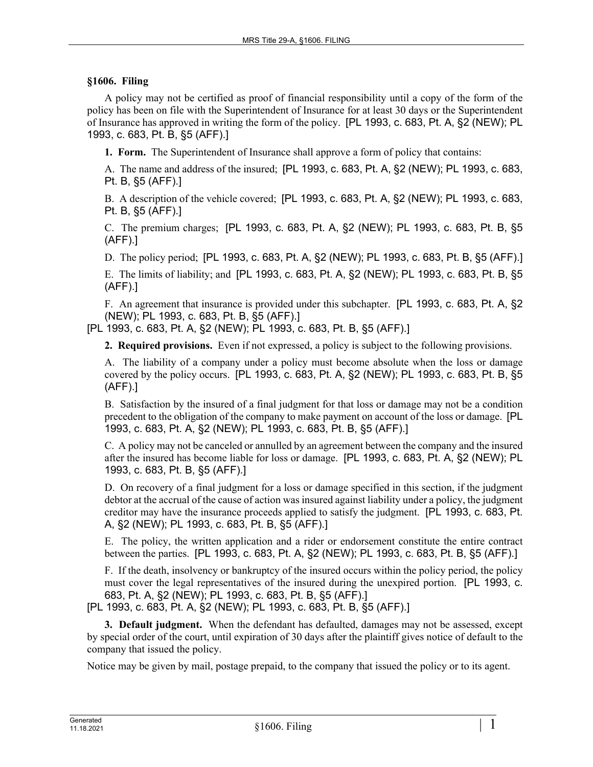## §1606. Filing

A policy may not be certified as proof of financial responsibility until a copy of the form of the policy has been on file with the Superintendent of Insurance for at least 30 days or the Superintendent of Insurance has approved in writing the form of the policy. [PL 1993, c. 683, Pt. A, §2 (NEW); PL 1993, c. 683, Pt. B, §5 (AFF).]

**1. Form.** The Superintendent of Insurance shall approve a form of policy that contains:

A. The name and address of the insured; [PL 1993, c. 683, Pt. A, §2 (NEW); PL 1993, c. 683, Pt. B, §5 (AFF).]

B. A description of the vehicle covered; [PL 1993, c. 683, Pt. A, §2 (NEW); PL 1993, c. 683, Pt. B, §5 (AFF).]

C. The premium charges; [PL 1993, c. 683, Pt. A, §2 (NEW); PL 1993, c. 683, Pt. B, §5 (AFF).]

D. The policy period; [PL 1993, c. 683, Pt. A, §2 (NEW); PL 1993, c. 683, Pt. B, §5 (AFF).]

E. The limits of liability; and [PL 1993, c. 683, Pt. A, §2 (NEW); PL 1993, c. 683, Pt. B, §5 (AFF).]

F. An agreement that insurance is provided under this subchapter. [PL 1993, c. 683, Pt. A, §2 (NEW); PL 1993, c. 683, Pt. B, §5 (AFF).]

[PL 1993, c. 683, Pt. A, §2 (NEW); PL 1993, c. 683, Pt. B, §5 (AFF).]

**2. Required provisions.** Even if not expressed, a policy is subject to the following provisions.

A. The liability of a company under a policy must become absolute when the loss or damage covered by the policy occurs. [PL 1993, c. 683, Pt. A, §2 (NEW); PL 1993, c. 683, Pt. B, §5 (AFF).]

B. Satisfaction by the insured of a final judgment for that loss or damage may not be a condition precedent to the obligation of the company to make payment on account of the loss or damage. [PL 1993, c. 683, Pt. A, §2 (NEW); PL 1993, c. 683, Pt. B, §5 (AFF).]

C. A policy may not be canceled or annulled by an agreement between the company and the insured after the insured has become liable for loss or damage. [PL 1993, c. 683, Pt. A, §2 (NEW); PL 1993, c. 683, Pt. B, §5 (AFF).]

D. On recovery of a final judgment for a loss or damage specified in this section, if the judgment debtor at the accrual of the cause of action was insured against liability under a policy, the judgment creditor may have the insurance proceeds applied to satisfy the judgment. [PL 1993, c. 683, Pt. A, §2 (NEW); PL 1993, c. 683, Pt. B, §5 (AFF).]

E. The policy, the written application and a rider or endorsement constitute the entire contract between the parties. [PL 1993, c. 683, Pt. A, §2 (NEW); PL 1993, c. 683, Pt. B, §5 (AFF).]

F. If the death, insolvency or bankruptcy of the insured occurs within the policy period, the policy must cover the legal representatives of the insured during the unexpired portion. [PL 1993, c. 683, Pt. A, §2 (NEW); PL 1993, c. 683, Pt. B, §5 (AFF).]

[PL 1993, c. 683, Pt. A, §2 (NEW); PL 1993, c. 683, Pt. B, §5 (AFF).]

**3. Default judgment.** When the defendant has defaulted, damages may not be assessed, except by special order of the court, until expiration of 30 days after the plaintiff gives notice of default to the company that issued the policy.

Notice may be given by mail, postage prepaid, to the company that issued the policy or to its agent.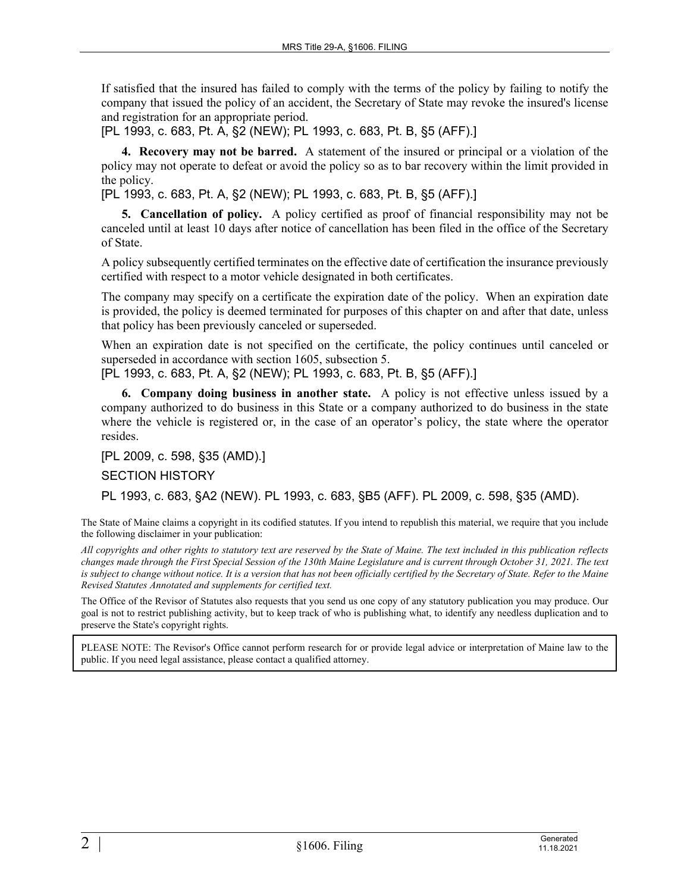If satisfied that the insured has failed to comply with the terms of the policy by failing to notify the company that issued the policy of an accident, the Secretary of State may revoke the insured's license and registration for an appropriate period.

[PL 1993, c. 683, Pt. A, §2 (NEW); PL 1993, c. 683, Pt. B, §5 (AFF).]

**4. Recovery may not be barred.** A statement of the insured or principal or a violation of the policy may not operate to defeat or avoid the policy so as to bar recovery within the limit provided in the policy.

[PL 1993, c. 683, Pt. A, §2 (NEW); PL 1993, c. 683, Pt. B, §5 (AFF).]

**5. Cancellation of policy.** A policy certified as proof of financial responsibility may not be canceled until at least 10 days after notice of cancellation has been filed in the office of the Secretary of State.

A policy subsequently certified terminates on the effective date of certification the insurance previously certified with respect to a motor vehicle designated in both certificates.

The company may specify on a certificate the expiration date of the policy. When an expiration date is provided, the policy is deemed terminated for purposes of this chapter on and after that date, unless that policy has been previously canceled or superseded.

When an expiration date is not specified on the certificate, the policy continues until canceled or superseded in accordance with section 1605, subsection 5.

[PL 1993, c. 683, Pt. A, §2 (NEW); PL 1993, c. 683, Pt. B, §5 (AFF).]

**6. Company doing business in another state.** A policy is not effective unless issued by a company authorized to do business in this State or a company authorized to do business in the state where the vehicle is registered or, in the case of an operator's policy, the state where the operator resides.

[PL 2009, c. 598, §35 (AMD).]

SECTION HISTORY

PL 1993, c. 683, §A2 (NEW). PL 1993, c. 683, §B5 (AFF). PL 2009, c. 598, §35 (AMD).

The State of Maine claims a copyright in its codified statutes. If you intend to republish this material, we require that you include the following disclaimer in your publication:

*All copyrights and other rights to statutory text are reserved by the State of Maine. The text included in this publication reflects changes made through the First Special Session of the 130th Maine Legislature and is current through October 31, 2021. The text is subject to change without notice. It is a version that has not been officially certified by the Secretary of State. Refer to the Maine Revised Statutes Annotated and supplements for certified text.*

The Office of the Revisor of Statutes also requests that you send us one copy of any statutory publication you may produce. Our goal is not to restrict publishing activity, but to keep track of who is publishing what, to identify any needless duplication and to preserve the State's copyright rights.

PLEASE NOTE: The Revisor's Office cannot perform research for or provide legal advice or interpretation of Maine law to the public. If you need legal assistance, please contact a qualified attorney.